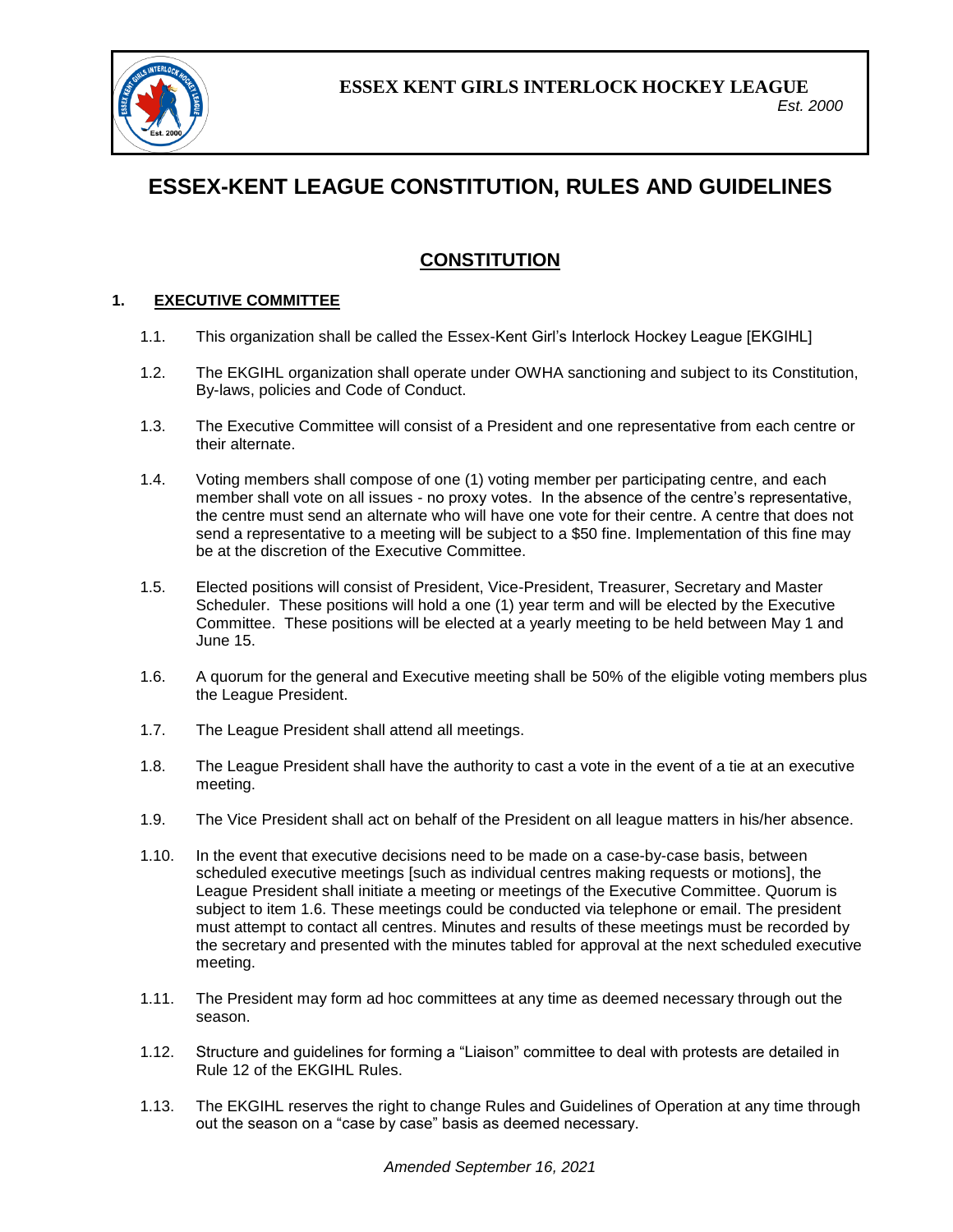**ESSEX KENT GIRLS INTERLOCK HOCKEY LEAGUE**

*Est. 2000*

# ESSEX-KENT LEAGUE CONSTITUTION, RULES AND GUIDELINES

## CONSTITUTION

### 1. EXECUTIVE COMMITTEE

1.1. This organization shall be called the Essex-Kent Girl's Interlock Hockey League [EKGIHL]

1.2. The EKGIHL organization shall operate under OWHA sanctioning and subject to its Constitution, By-laws, policies and Code of Conduct.

1.3. The Executive Committee will consist of a President and one representative from each centre or their alternate.

1.4. Voting members shall compose of one (1) voting member per participating centre, and each member shall vote on all issues - no proxy votes. In the absence of the centre's representative, the centre must send an alternate who will have one vote for their centre. A centre that does not send a representative to a meeting will be subject to a $50 fine. Implementation of this fine may be at the discretion of the Executive Committee.

1.5. Elected positions will consist of President, Vice-President, Treasurer, Secretary and Master Scheduler. These positions will hold a one (1) year term and will be elected by the Executive Committee. These positions will be elected at a yearly meeting to be held between May 1 and June 15.

1.6. A quorum for the general and Executive meeting shall be 50% of the eligible voting members plus the League President.

1.7. The League President shall attend all meetings.

1.8. The League President shall have the authority to cast a vote in the event of a tie at an executive meeting.

1.9. The Vice President shall act on behalf of the President on all league matters in his/her absence.

1.10. In the event that executive decisions need to be made on a case-by-case basis, between scheduled executive meetings [such as individual centres making requests or motions], the League President shall initiate a meeting or meetings of the Executive Committee. Quorum is subject to item 1.6. These meetings could be conducted via telephone or email. The president must attempt to contact all centres. Minutes and results of these meetings must be recorded by the secretary and presented with the minutes tabled for approval at the next scheduled executive meeting.

1.11. The President may form ad hoc committees at any time as deemed necessary through out the season.

1.12. Structure and guidelines for forming a "Liaison" committee to deal with protests are detailed in Rule 12 of the EKGIHL Rules.

1.13. The EKGIHL reserves the right to change Rules and Guidelines of Operation at any time through out the season on a "case by case" basis as deemed necessary.

*Amended September 16, 2021*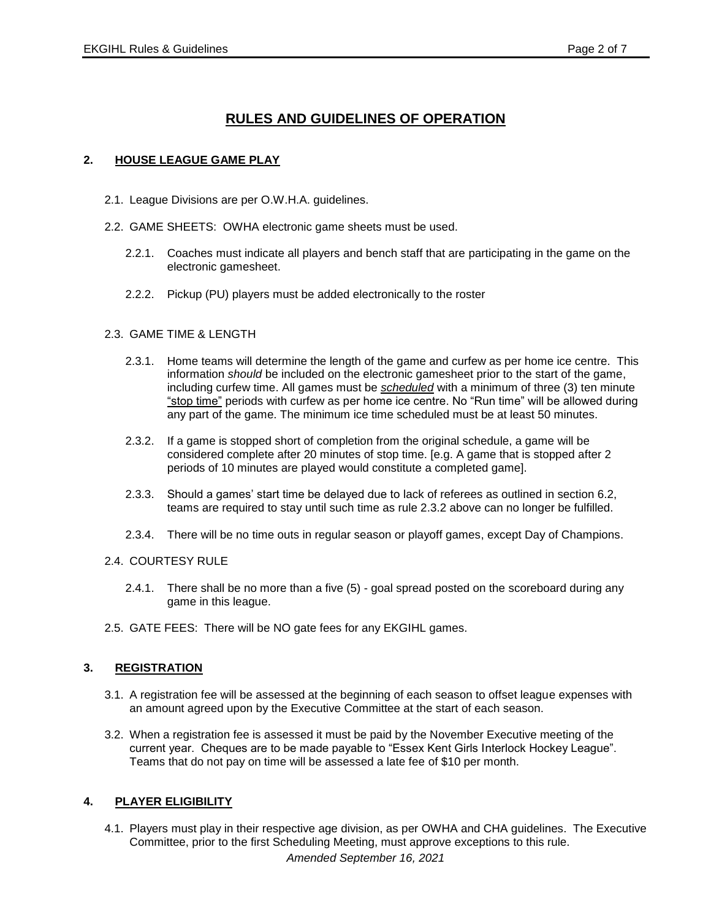# RULES AND GUIDELINES OF OPERATION

## 2. HOUSE LEAGUE GAME PLAY

2.1. League Divisions are per O.W.H.A. guidelines.

2.2. GAME SHEETS: OWHA electronic game sheets must be used.

2.2.1. Coaches must indicate all players and bench staff that are participating in the game on the electronic gamesheet.

2.2.2. Pickup (PU) players must be added electronically to the roster

2.3. GAME TIME & LENGTH

2.3.1. Home teams will determine the length of the game and curfew as per home ice centre. This information *should* be included on the electronic gamesheet prior to the start of the game, including curfew time. All games must be ***scheduled*** with a minimum of three (3) ten minute "stop time" periods with curfew as per home ice centre. No "Run time" will be allowed during any part of the game. The minimum ice time scheduled must be at least 50 minutes.

2.3.2. If a game is stopped short of completion from the original schedule, a game will be considered complete after 20 minutes of stop time. [e.g. A game that is stopped after 2 periods of 10 minutes are played would constitute a completed game].

2.3.3. Should a games' start time be delayed due to lack of referees as outlined in section 6.2, teams are required to stay until such time as rule 2.3.2 above can no longer be fulfilled.

2.3.4. There will be no time outs in regular season or playoff games, except Day of Champions.

2.4. COURTESY RULE

2.4.1. There shall be no more than a five (5) - goal spread posted on the scoreboard during any game in this league.

2.5. GATE FEES: There will be NO gate fees for any EKGIHL games.

## 3. REGISTRATION

3.1. A registration fee will be assessed at the beginning of each season to offset league expenses with an amount agreed upon by the Executive Committee at the start of each season.

3.2. When a registration fee is assessed it must be paid by the November Executive meeting of the current year. Cheques are to be made payable to "Essex Kent Girls Interlock Hockey League". Teams that do not pay on time will be assessed a late fee of $10 per month.

## 4. PLAYER ELIGIBILITY

4.1. Players must play in their respective age division, as per OWHA and CHA guidelines. The Executive Committee, prior to the first Scheduling Meeting, must approve exceptions to this rule.

*Amended September 16, 2021*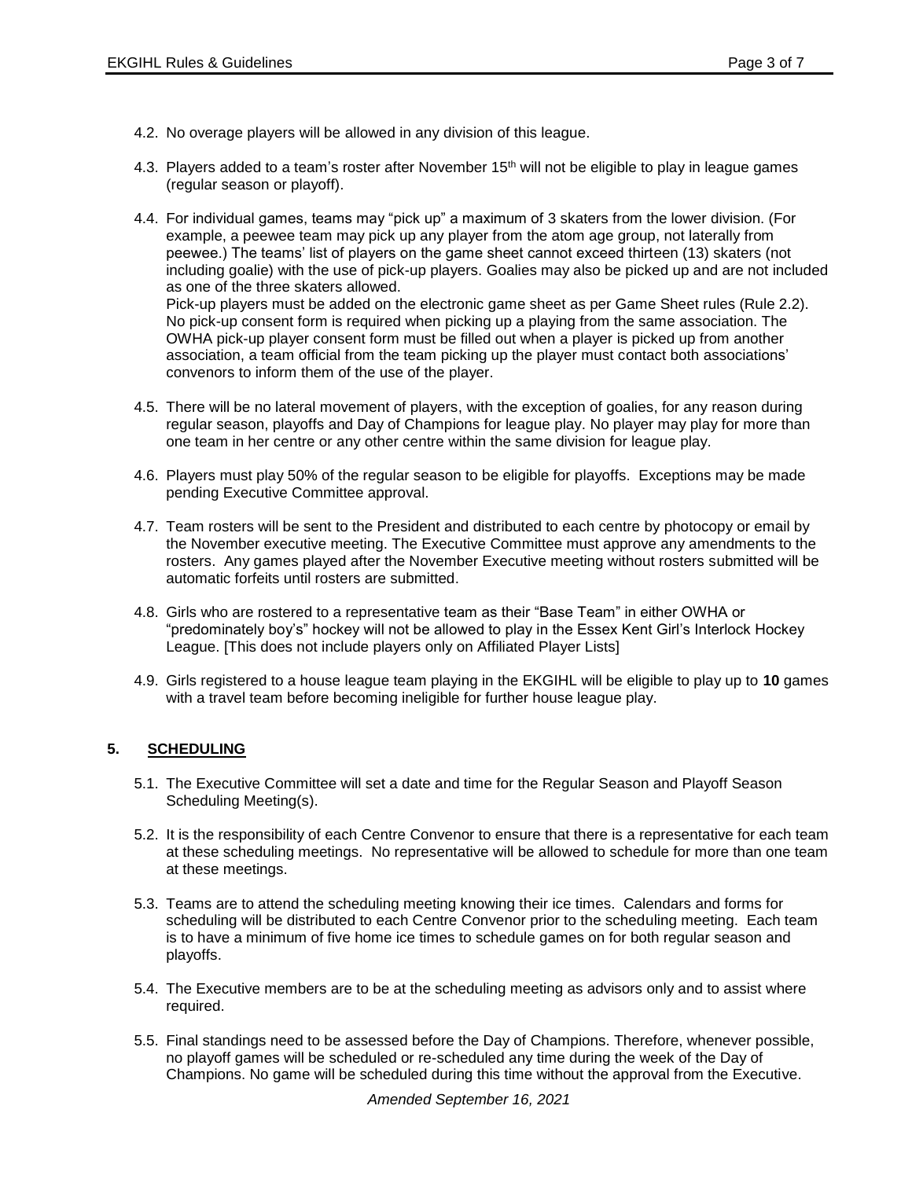4.2. No overage players will be allowed in any division of this league.

4.3. Players added to a team's roster after November 15th will not be eligible to play in league games (regular season or playoff).

4.4. For individual games, teams may "pick up" a maximum of 3 skaters from the lower division. (For example, a peewee team may pick up any player from the atom age group, not laterally from peewee.) The teams' list of players on the game sheet cannot exceed thirteen (13) skaters (not including goalie) with the use of pick-up players. Goalies may also be picked up and are not included as one of the three skaters allowed.
Pick-up players must be added on the electronic game sheet as per Game Sheet rules (Rule 2.2). No pick-up consent form is required when picking up a playing from the same association. The OWHA pick-up player consent form must be filled out when a player is picked up from another association, a team official from the team picking up the player must contact both associations' convenors to inform them of the use of the player.

4.5. There will be no lateral movement of players, with the exception of goalies, for any reason during regular season, playoffs and Day of Champions for league play. No player may play for more than one team in her centre or any other centre within the same division for league play.

4.6. Players must play 50% of the regular season to be eligible for playoffs. Exceptions may be made pending Executive Committee approval.

4.7. Team rosters will be sent to the President and distributed to each centre by photocopy or email by the November executive meeting. The Executive Committee must approve any amendments to the rosters. Any games played after the November Executive meeting without rosters submitted will be automatic forfeits until rosters are submitted.

4.8. Girls who are rostered to a representative team as their "Base Team" in either OWHA or "predominately boy's" hockey will not be allowed to play in the Essex Kent Girl's Interlock Hockey League. [This does not include players only on Affiliated Player Lists]

4.9. Girls registered to a house league team playing in the EKGIHL will be eligible to play up to **10** games with a travel team before becoming ineligible for further house league play.

## 5. SCHEDULING

5.1. The Executive Committee will set a date and time for the Regular Season and Playoff Season Scheduling Meeting(s).

5.2. It is the responsibility of each Centre Convenor to ensure that there is a representative for each team at these scheduling meetings. No representative will be allowed to schedule for more than one team at these meetings.

5.3. Teams are to attend the scheduling meeting knowing their ice times. Calendars and forms for scheduling will be distributed to each Centre Convenor prior to the scheduling meeting. Each team is to have a minimum of five home ice times to schedule games on for both regular season and playoffs.

5.4. The Executive members are to be at the scheduling meeting as advisors only and to assist where required.

5.5. Final standings need to be assessed before the Day of Champions. Therefore, whenever possible, no playoff games will be scheduled or re-scheduled any time during the week of the Day of Champions. No game will be scheduled during this time without the approval from the Executive.

*Amended September 16, 2021*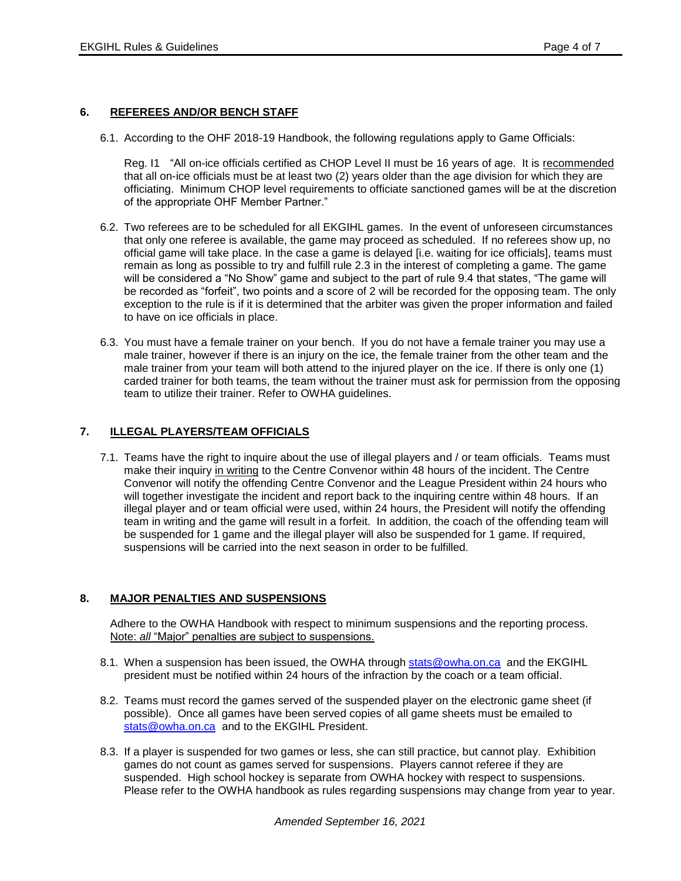## 6. REFEREES AND/OR BENCH STAFF

6.1. According to the OHF 2018-19 Handbook, the following regulations apply to Game Officials:

Reg. I1 "All on-ice officials certified as CHOP Level II must be 16 years of age. It is recommended that all on-ice officials must be at least two (2) years older than the age division for which they are officiating. Minimum CHOP level requirements to officiate sanctioned games will be at the discretion of the appropriate OHF Member Partner."

6.2. Two referees are to be scheduled for all EKGIHL games. In the event of unforeseen circumstances that only one referee is available, the game may proceed as scheduled. If no referees show up, no official game will take place. In the case a game is delayed [i.e. waiting for ice officials], teams must remain as long as possible to try and fulfill rule 2.3 in the interest of completing a game. The game will be considered a "No Show" game and subject to the part of rule 9.4 that states, "The game will be recorded as "forfeit", two points and a score of 2 will be recorded for the opposing team. The only exception to the rule is if it is determined that the arbiter was given the proper information and failed to have on ice officials in place.

6.3. You must have a female trainer on your bench. If you do not have a female trainer you may use a male trainer, however if there is an injury on the ice, the female trainer from the other team and the male trainer from your team will both attend to the injured player on the ice. If there is only one (1) carded trainer for both teams, the team without the trainer must ask for permission from the opposing team to utilize their trainer. Refer to OWHA guidelines.

## 7. ILLEGAL PLAYERS/TEAM OFFICIALS

7.1. Teams have the right to inquire about the use of illegal players and / or team officials. Teams must make their inquiry in writing to the Centre Convenor within 48 hours of the incident. The Centre Convenor will notify the offending Centre Convenor and the League President within 24 hours who will together investigate the incident and report back to the inquiring centre within 48 hours. If an illegal player and or team official were used, within 24 hours, the President will notify the offending team in writing and the game will result in a forfeit. In addition, the coach of the offending team will be suspended for 1 game and the illegal player will also be suspended for 1 game. If required, suspensions will be carried into the next season in order to be fulfilled.

## 8. MAJOR PENALTIES AND SUSPENSIONS

Adhere to the OWHA Handbook with respect to minimum suspensions and the reporting process. Note: *all* "Major" penalties are subject to suspensions.

8.1. When a suspension has been issued, the OWHA through stats@owha.on.ca and the EKGIHL president must be notified within 24 hours of the infraction by the coach or a team official.

8.2. Teams must record the games served of the suspended player on the electronic game sheet (if possible). Once all games have been served copies of all game sheets must be emailed to stats@owha.on.ca and to the EKGIHL President.

8.3. If a player is suspended for two games or less, she can still practice, but cannot play. Exhibition games do not count as games served for suspensions. Players cannot referee if they are suspended. High school hockey is separate from OWHA hockey with respect to suspensions. Please refer to the OWHA handbook as rules regarding suspensions may change from year to year.

*Amended September 16, 2021*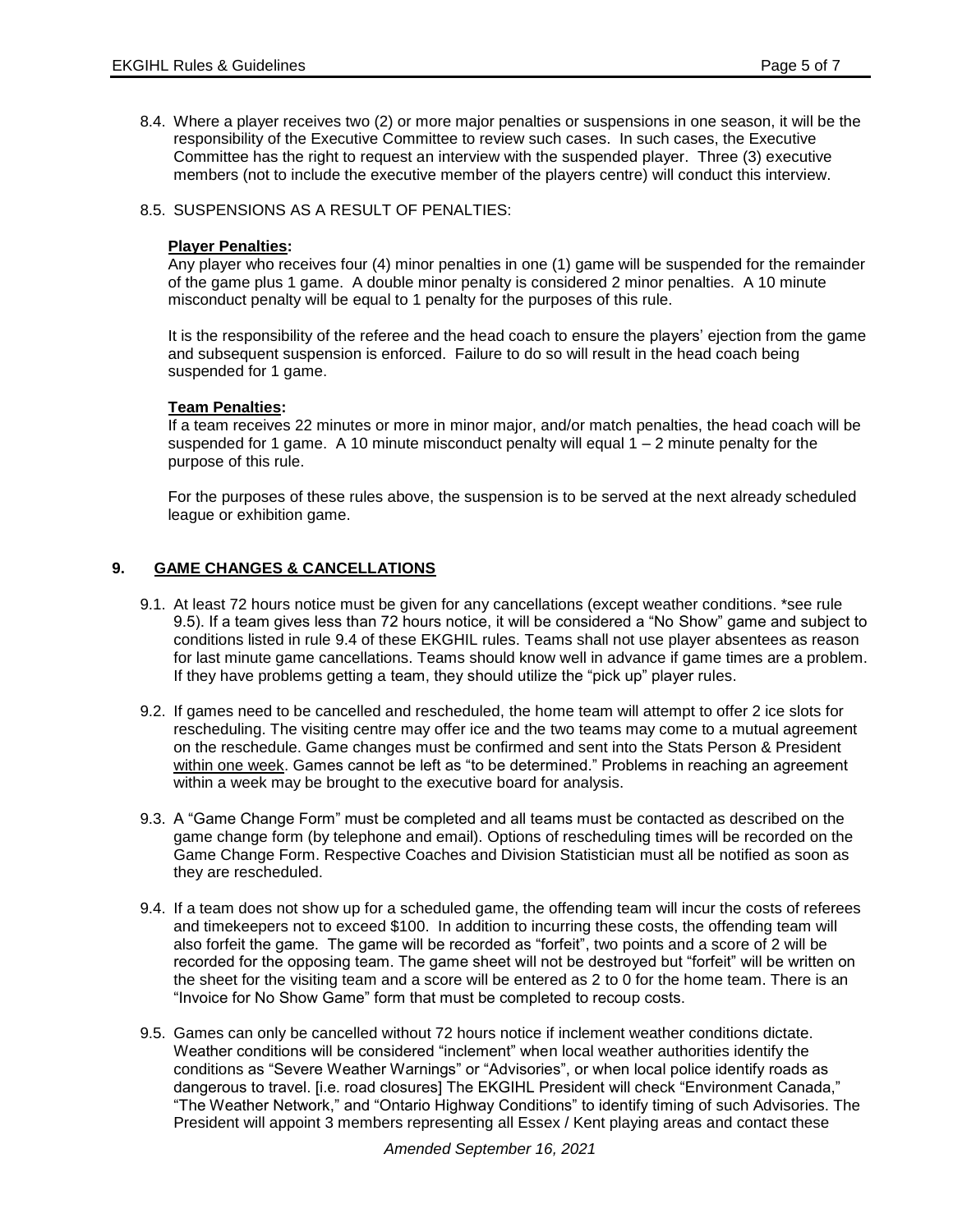8.4. Where a player receives two (2) or more major penalties or suspensions in one season, it will be the responsibility of the Executive Committee to review such cases. In such cases, the Executive Committee has the right to request an interview with the suspended player. Three (3) executive members (not to include the executive member of the players centre) will conduct this interview.

8.5. SUSPENSIONS AS A RESULT OF PENALTIES:

**Player Penalties:**
Any player who receives four (4) minor penalties in one (1) game will be suspended for the remainder of the game plus 1 game. A double minor penalty is considered 2 minor penalties. A 10 minute misconduct penalty will be equal to 1 penalty for the purposes of this rule.

It is the responsibility of the referee and the head coach to ensure the players' ejection from the game and subsequent suspension is enforced. Failure to do so will result in the head coach being suspended for 1 game.

**Team Penalties:**
If a team receives 22 minutes or more in minor major, and/or match penalties, the head coach will be suspended for 1 game. A 10 minute misconduct penalty will equal 1 – 2 minute penalty for the purpose of this rule.

For the purposes of these rules above, the suspension is to be served at the next already scheduled league or exhibition game.

## 9. GAME CHANGES & CANCELLATIONS

9.1. At least 72 hours notice must be given for any cancellations (except weather conditions. *see rule 9.5). If a team gives less than 72 hours notice, it will be considered a "No Show" game and subject to conditions listed in rule 9.4 of these EKGHIL rules. Teams shall not use player absentees as reason for last minute game cancellations. Teams should know well in advance if game times are a problem. If they have problems getting a team, they should utilize the "pick up" player rules.

9.2. If games need to be cancelled and rescheduled, the home team will attempt to offer 2 ice slots for rescheduling. The visiting centre may offer ice and the two teams may come to a mutual agreement on the reschedule. Game changes must be confirmed and sent into the Stats Person & President within one week. Games cannot be left as "to be determined." Problems in reaching an agreement within a week may be brought to the executive board for analysis.

9.3. A "Game Change Form" must be completed and all teams must be contacted as described on the game change form (by telephone and email). Options of rescheduling times will be recorded on the Game Change Form. Respective Coaches and Division Statistician must all be notified as soon as they are rescheduled.

9.4. If a team does not show up for a scheduled game, the offending team will incur the costs of referees and timekeepers not to exceed $100. In addition to incurring these costs, the offending team will also forfeit the game. The game will be recorded as "forfeit", two points and a score of 2 will be recorded for the opposing team. The game sheet will not be destroyed but "forfeit" will be written on the sheet for the visiting team and a score will be entered as 2 to 0 for the home team. There is an "Invoice for No Show Game" form that must be completed to recoup costs.

9.5. Games can only be cancelled without 72 hours notice if inclement weather conditions dictate. Weather conditions will be considered "inclement" when local weather authorities identify the conditions as "Severe Weather Warnings" or "Advisories", or when local police identify roads as dangerous to travel. [i.e. road closures] The EKGIHL President will check "Environment Canada," "The Weather Network," and "Ontario Highway Conditions" to identify timing of such Advisories. The President will appoint 3 members representing all Essex / Kent playing areas and contact these

*Amended September 16, 2021*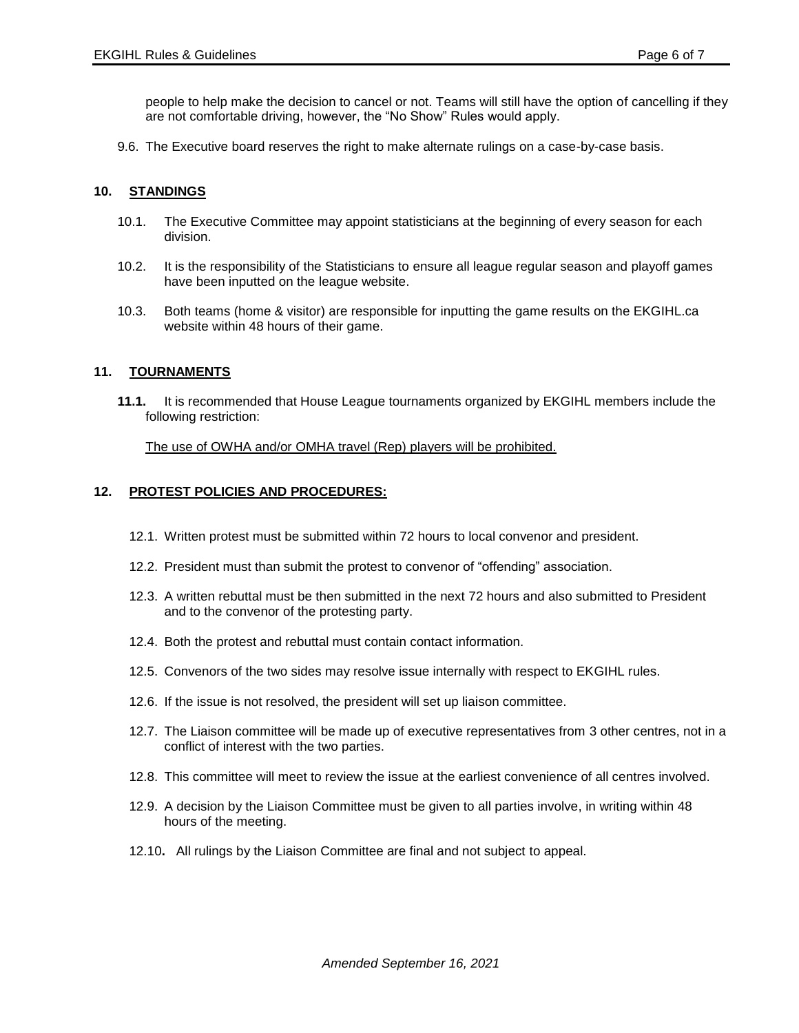people to help make the decision to cancel or not. Teams will still have the option of cancelling if they are not comfortable driving, however, the “No Show” Rules would apply.

9.6. The Executive board reserves the right to make alternate rulings on a case-by-case basis.

## 10. STANDINGS

10.1. The Executive Committee may appoint statisticians at the beginning of every season for each division.

10.2. It is the responsibility of the Statisticians to ensure all league regular season and playoff games have been inputted on the league website.

10.3. Both teams (home & visitor) are responsible for inputting the game results on the EKGIHL.ca website within 48 hours of their game.

## 11. TOURNAMENTS

**11.1.** It is recommended that House League tournaments organized by EKGIHL members include the following restriction:

<u>The use of OWHA and/or OMHA travel (Rep) players will be prohibited.</u>

## 12. PROTEST POLICIES AND PROCEDURES:

12.1. Written protest must be submitted within 72 hours to local convenor and president.

12.2. President must than submit the protest to convenor of “offending” association.

12.3. A written rebuttal must be then submitted in the next 72 hours and also submitted to President and to the convenor of the protesting party.

12.4. Both the protest and rebuttal must contain contact information.

12.5. Convenors of the two sides may resolve issue internally with respect to EKGIHL rules.

12.6. If the issue is not resolved, the president will set up liaison committee.

12.7. The Liaison committee will be made up of executive representatives from 3 other centres, not in a conflict of interest with the two parties.

12.8. This committee will meet to review the issue at the earliest convenience of all centres involved.

12.9. A decision by the Liaison Committee must be given to all parties involve, in writing within 48 hours of the meeting.

12.10**.** All rulings by the Liaison Committee are final and not subject to appeal.

*Amended September 16, 2021*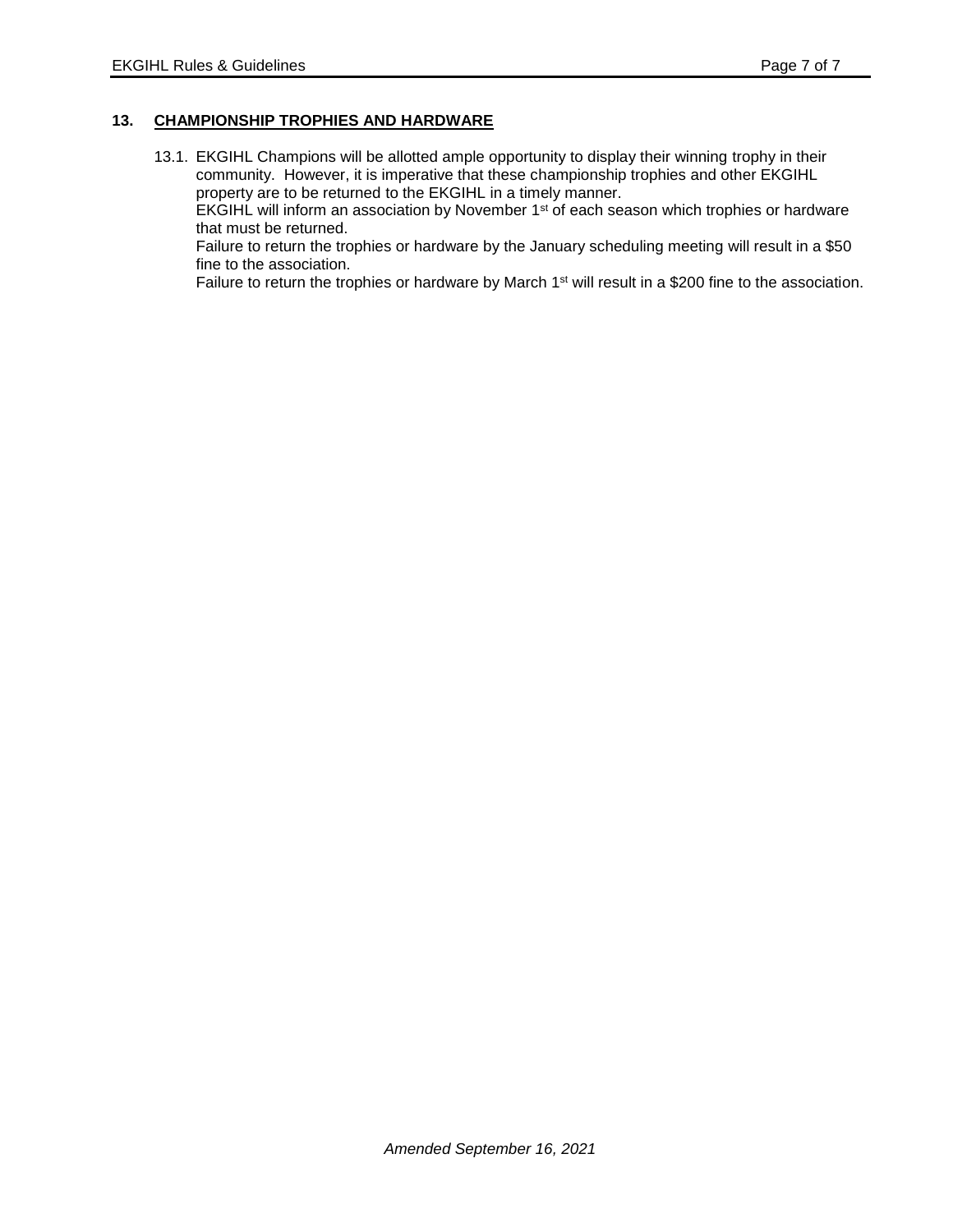## 13. CHAMPIONSHIP TROPHIES AND HARDWARE

13.1. EKGIHL Champions will be allotted ample opportunity to display their winning trophy in their community. However, it is imperative that these championship trophies and other EKGIHL property are to be returned to the EKGIHL in a timely manner.
EKGIHL will inform an association by November 1st of each season which trophies or hardware that must be returned.
Failure to return the trophies or hardware by the January scheduling meeting will result in a $50 fine to the association.
Failure to return the trophies or hardware by March 1st will result in a $200 fine to the association.

*Amended September 16, 2021*